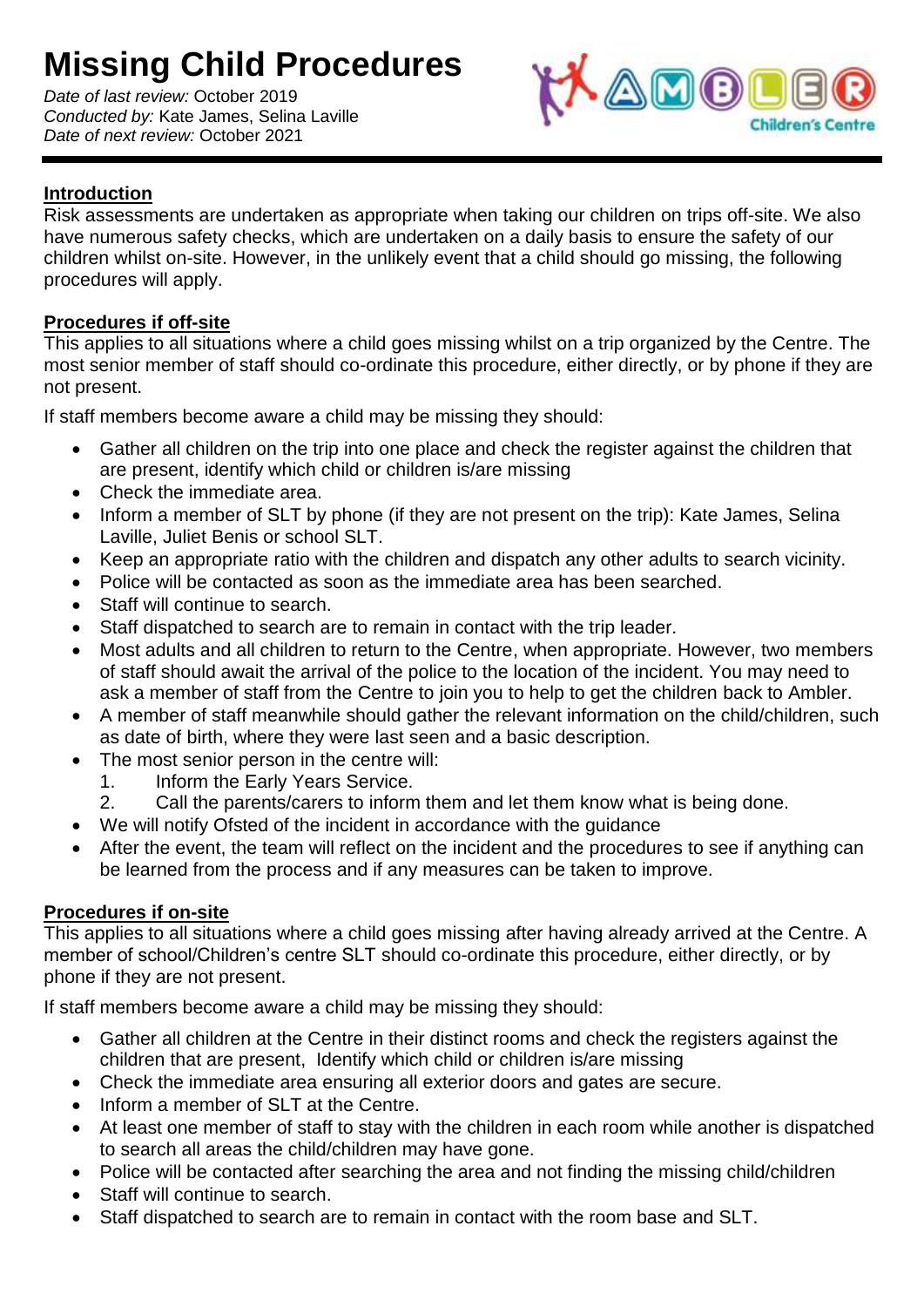# Missing Child Procedures

*Date of last review:* October 2019
*Conducted by:* Kate James, Selina Laville
*Date of next review:* October 2021

## Introduction

Risk assessments are undertaken as appropriate when taking our children on trips off-site. We also have numerous safety checks, which are undertaken on a daily basis to ensure the safety of our children whilst on-site. However, in the unlikely event that a child should go missing, the following procedures will apply.

## Procedures if off-site

This applies to all situations where a child goes missing whilst on a trip organized by the Centre. The most senior member of staff should co-ordinate this procedure, either directly, or by phone if they are not present.

If staff members become aware a child may be missing they should:

- Gather all children on the trip into one place and check the register against the children that are present, identify which child or children is/are missing
- Check the immediate area.
- Inform a member of SLT by phone (if they are not present on the trip): Kate James, Selina Laville, Juliet Benis or school SLT.
- Keep an appropriate ratio with the children and dispatch any other adults to search vicinity.
- Police will be contacted as soon as the immediate area has been searched.
- Staff will continue to search.
- Staff dispatched to search are to remain in contact with the trip leader.
- Most adults and all children to return to the Centre, when appropriate. However, two members of staff should await the arrival of the police to the location of the incident. You may need to ask a member of staff from the Centre to join you to help to get the children back to Ambler.
- A member of staff meanwhile should gather the relevant information on the child/children, such as date of birth, where they were last seen and a basic description.
- The most senior person in the centre will:
    1. Inform the Early Years Service.
    2. Call the parents/carers to inform them and let them know what is being done.
- We will notify Ofsted of the incident in accordance with the guidance
- After the event, the team will reflect on the incident and the procedures to see if anything can be learned from the process and if any measures can be taken to improve.

## Procedures if on-site

This applies to all situations where a child goes missing after having already arrived at the Centre. A member of school/Children's centre SLT should co-ordinate this procedure, either directly, or by phone if they are not present.

If staff members become aware a child may be missing they should:

- Gather all children at the Centre in their distinct rooms and check the registers against the children that are present, Identify which child or children is/are missing
- Check the immediate area ensuring all exterior doors and gates are secure.
- Inform a member of SLT at the Centre.
- At least one member of staff to stay with the children in each room while another is dispatched to search all areas the child/children may have gone.
- Police will be contacted after searching the area and not finding the missing child/children
- Staff will continue to search.
- Staff dispatched to search are to remain in contact with the room base and SLT.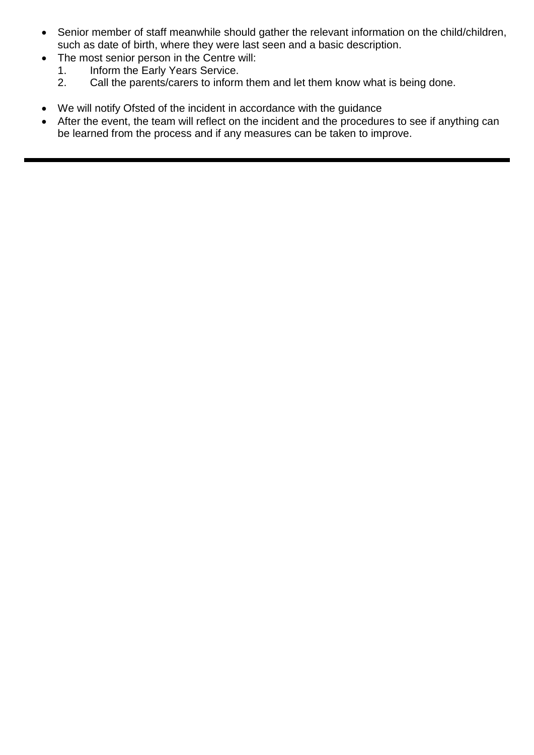- Senior member of staff meanwhile should gather the relevant information on the child/children, such as date of birth, where they were last seen and a basic description.
- The most senior person in the Centre will:
  1. Inform the Early Years Service.
  2. Call the parents/carers to inform them and let them know what is being done.

- We will notify Ofsted of the incident in accordance with the guidance
- After the event, the team will reflect on the incident and the procedures to see if anything can be learned from the process and if any measures can be taken to improve.

---